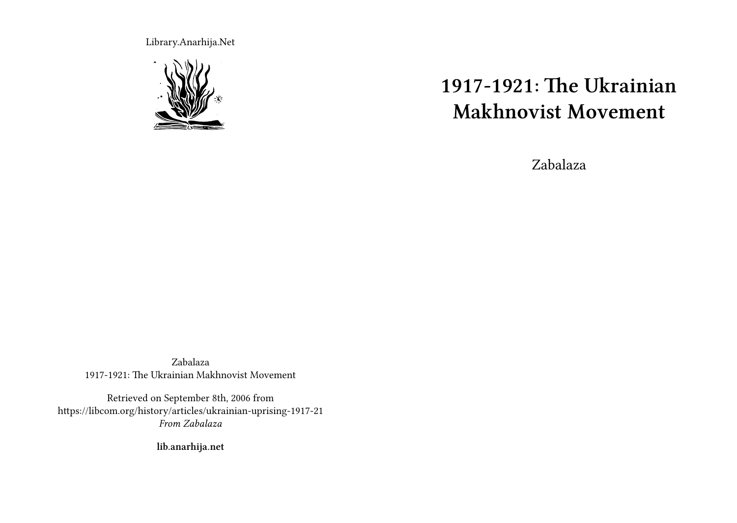Library.Anarhija.Net

# 1917-1921: The Ukrainian Makhnovist Movement

Zabalaza

Zabalaza
1917-1921: The Ukrainian Makhnovist Movement

Retrieved on September 8th, 2006 from
https://libcom.org/history/articles/ukrainian-uprising-1917-21
*From Zabalaza*

**lib.anarhija.net**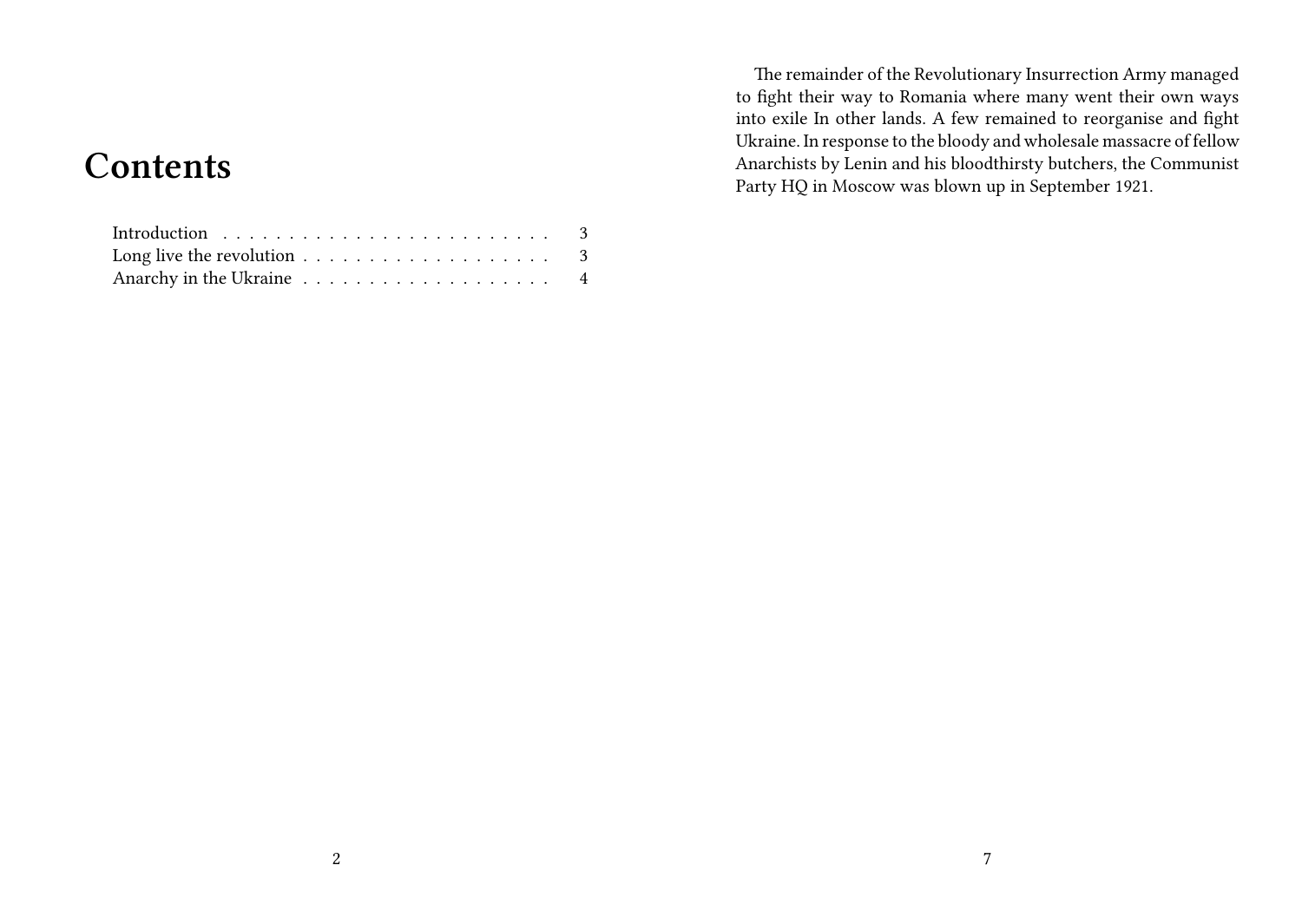# Contents

- Introduction . . . . . . . . . . . . . . . . . . . . . . . . . 3
- Long live the revolution . . . . . . . . . . . . . . . . . . . 3
- Anarchy in the Ukraine . . . . . . . . . . . . . . . . . . . 4

The remainder of the Revolutionary Insurrection Army managed to fight their way to Romania where many went their own ways into exile In other lands. A few remained to reorganise and fight Ukraine. In response to the bloody and wholesale massacre of fellow Anarchists by Lenin and his bloodthirsty butchers, the Communist Party HQ in Moscow was blown up in September 1921.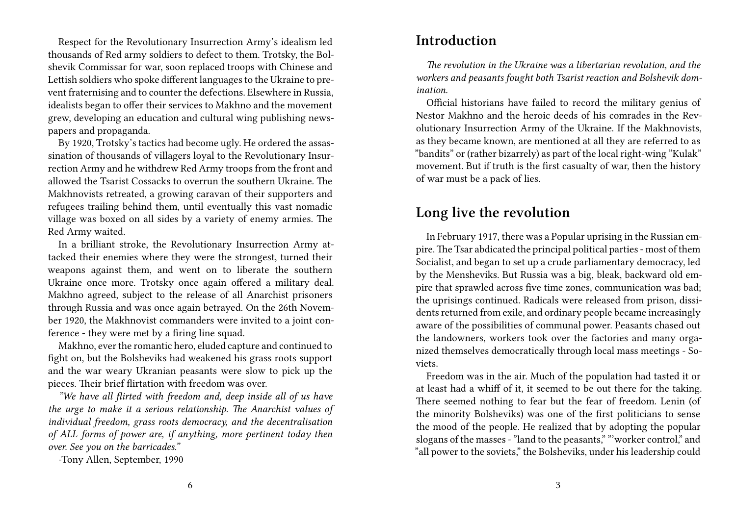Respect for the Revolutionary Insurrection Army's idealism led thousands of Red army soldiers to defect to them. Trotsky, the Bolshevik Commissar for war, soon replaced troops with Chinese and Lettish soldiers who spoke different languages to the Ukraine to prevent fraternising and to counter the defections. Elsewhere in Russia, idealists began to offer their services to Makhno and the movement grew, developing an education and cultural wing publishing newspapers and propaganda.

By 1920, Trotsky's tactics had become ugly. He ordered the assassination of thousands of villagers loyal to the Revolutionary Insurrection Army and he withdrew Red Army troops from the front and allowed the Tsarist Cossacks to overrun the southern Ukraine. The Makhnovists retreated, a growing caravan of their supporters and refugees trailing behind them, until eventually this vast nomadic village was boxed on all sides by a variety of enemy armies. The Red Army waited.

In a brilliant stroke, the Revolutionary Insurrection Army attacked their enemies where they were the strongest, turned their weapons against them, and went on to liberate the southern Ukraine once more. Trotsky once again offered a military deal. Makhno agreed, subject to the release of all Anarchist prisoners through Russia and was once again betrayed. On the 26th November 1920, the Makhnovist commanders were invited to a joint conference - they were met by a firing line squad.

Makhno, ever the romantic hero, eluded capture and continued to fight on, but the Bolsheviks had weakened his grass roots support and the war weary Ukranian peasants were slow to pick up the pieces. Their brief flirtation with freedom was over.

*"We have all flirted with freedom and, deep inside all of us have the urge to make it a serious relationship. The Anarchist values of individual freedom, grass roots democracy, and the decentralisation of ALL forms of power are, if anything, more pertinent today then over. See you on the barricades."*

-Tony Allen, September, 1990

## Introduction

*The revolution in the Ukraine was a libertarian revolution, and the workers and peasants fought both Tsarist reaction and Bolshevik domination.*

Official historians have failed to record the military genius of Nestor Makhno and the heroic deeds of his comrades in the Revolutionary Insurrection Army of the Ukraine. If the Makhnovists, as they became known, are mentioned at all they are referred to as "bandits" or (rather bizarrely) as part of the local right-wing "Kulak" movement. But if truth is the first casualty of war, then the history of war must be a pack of lies.

## Long live the revolution

In February 1917, there was a Popular uprising in the Russian empire. The Tsar abdicated the principal political parties - most of them Socialist, and began to set up a crude parliamentary democracy, led by the Mensheviks. But Russia was a big, bleak, backward old empire that sprawled across five time zones, communication was bad; the uprisings continued. Radicals were released from prison, dissidents returned from exile, and ordinary people became increasingly aware of the possibilities of communal power. Peasants chased out the landowners, workers took over the factories and many organized themselves democratically through local mass meetings - Soviets.

Freedom was in the air. Much of the population had tasted it or at least had a whiff of it, it seemed to be out there for the taking. There seemed nothing to fear but the fear of freedom. Lenin (of the minority Bolsheviks) was one of the first politicians to sense the mood of the people. He realized that by adopting the popular slogans of the masses - "land to the peasants," "'worker control," and "all power to the soviets," the Bolsheviks, under his leadership could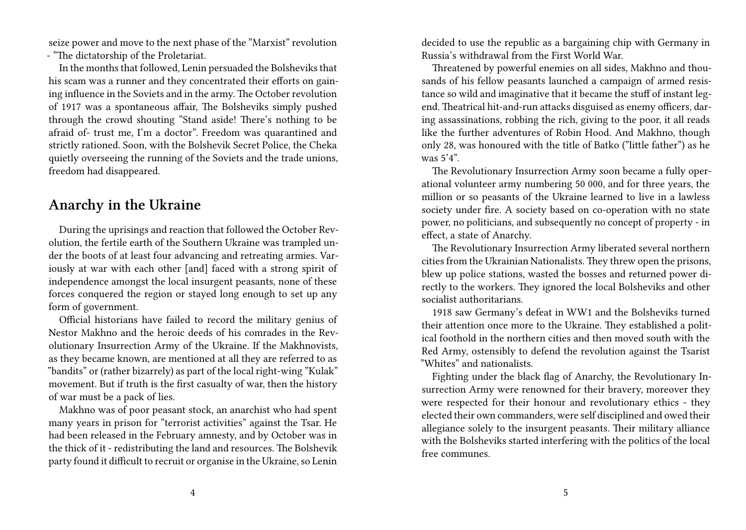seize power and move to the next phase of the "Marxist" revolution - "The dictatorship of the Proletariat.

In the months that followed, Lenin persuaded the Bolsheviks that his scam was a runner and they concentrated their efforts on gaining influence in the Soviets and in the army. The October revolution of 1917 was a spontaneous affair, The Bolsheviks simply pushed through the crowd shouting "Stand aside! There's nothing to be afraid of- trust me, I'm a doctor". Freedom was quarantined and strictly rationed. Soon, with the Bolshevik Secret Police, the Cheka quietly overseeing the running of the Soviets and the trade unions, freedom had disappeared.

## Anarchy in the Ukraine

During the uprisings and reaction that followed the October Revolution, the fertile earth of the Southern Ukraine was trampled under the boots of at least four advancing and retreating armies. Variously at war with each other [and] faced with a strong spirit of independence amongst the local insurgent peasants, none of these forces conquered the region or stayed long enough to set up any form of government.

Official historians have failed to record the military genius of Nestor Makhno and the heroic deeds of his comrades in the Revolutionary Insurrection Army of the Ukraine. If the Makhnovists, as they became known, are mentioned at all they are referred to as "bandits" or (rather bizarrely) as part of the local right-wing "Kulak" movement. But if truth is the first casualty of war, then the history of war must be a pack of lies.

Makhno was of poor peasant stock, an anarchist who had spent many years in prison for "terrorist activities" against the Tsar. He had been released in the February amnesty, and by October was in the thick of it - redistributing the land and resources. The Bolshevik party found it difficult to recruit or organise in the Ukraine, so Lenin decided to use the republic as a bargaining chip with Germany in Russia's withdrawal from the First World War.

Threatened by powerful enemies on all sides, Makhno and thousands of his fellow peasants launched a campaign of armed resistance so wild and imaginative that it became the stuff of instant legend. Theatrical hit-and-run attacks disguised as enemy officers, daring assassinations, robbing the rich, giving to the poor, it all reads like the further adventures of Robin Hood. And Makhno, though only 28, was honoured with the title of Batko ("little father") as he was 5'4".

The Revolutionary Insurrection Army soon became a fully operational volunteer army numbering 50 000, and for three years, the million or so peasants of the Ukraine learned to live in a lawless society under fire. A society based on co-operation with no state power, no politicians, and subsequently no concept of property - in effect, a state of Anarchy.

The Revolutionary Insurrection Army liberated several northern cities from the Ukrainian Nationalists. They threw open the prisons, blew up police stations, wasted the bosses and returned power directly to the workers. They ignored the local Bolsheviks and other socialist authoritarians.

1918 saw Germany's defeat in WW1 and the Bolsheviks turned their attention once more to the Ukraine. They established a political foothold in the northern cities and then moved south with the Red Army, ostensibly to defend the revolution against the Tsarist "Whites" and nationalists.

Fighting under the black flag of Anarchy, the Revolutionary Insurrection Army were renowned for their bravery, moreover they were respected for their honour and revolutionary ethics - they elected their own commanders, were self disciplined and owed their allegiance solely to the insurgent peasants. Their military alliance with the Bolsheviks started interfering with the politics of the local free communes.